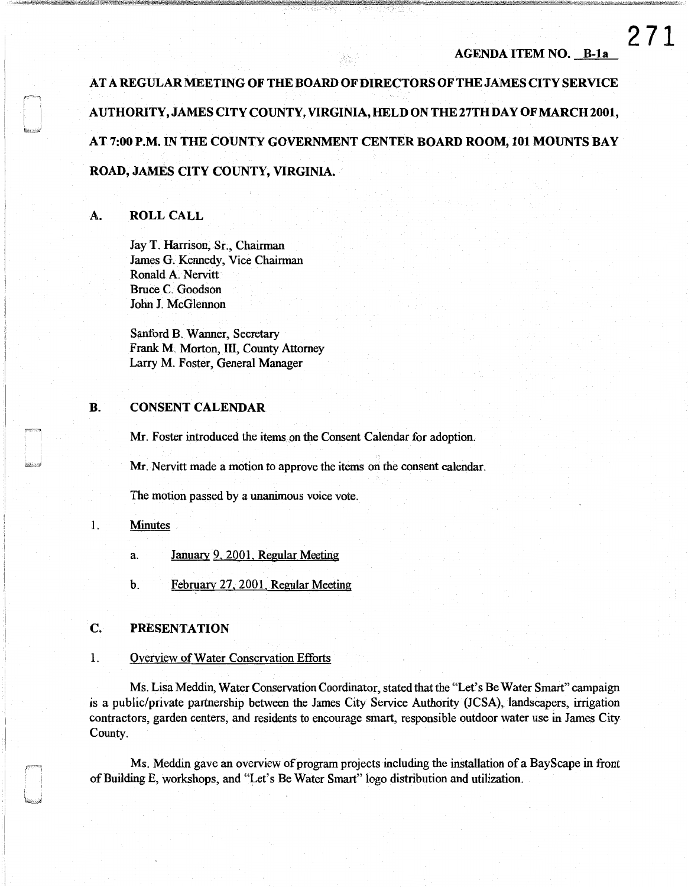AGENDA ITEM NO. B-1a

**AT A REGULAR MEETING OF THE BOARD OF DIRECTORS OF THE JAMES CITY SERVICE AUTHORITY, JAMES CITY COUNTY, VIRGINIA, HELD ON THE 27TH DAY OF MARCH 2001, AT 7:00 P.M. IN THE COUNTY GOVERNMENT CENTER BOARD ROOM, 101 MOUNTS BAY ROAD, JAMES CITY COUNTY, VIRGINIA.**

## A. ROLL CALL

Jay T. Harrison, Sr., Chairman
James G. Kennedy, Vice Chairman
Ronald A. Nervitt
Bruce C. Goodson
John J. McGlennon

Sanford B. Wanner, Secretary
Frank M. Morton, III, County Attorney
Larry M. Foster, General Manager

## B. CONSENT CALENDAR

Mr. Foster introduced the items on the Consent Calendar for adoption.

Mr. Nervitt made a motion to approve the items on the consent calendar.

The motion passed by a unanimous voice vote.

1. Minutes

   a. January 9, 2001, Regular Meeting

   b. February 27, 2001, Regular Meeting

## C. PRESENTATION

1. Overview of Water Conservation Efforts

Ms. Lisa Meddin, Water Conservation Coordinator, stated that the "Let's Be Water Smart" campaign is a public/private partnership between the James City Service Authority (JCSA), landscapers, irrigation contractors, garden centers, and residents to encourage smart, responsible outdoor water use in James City County.

Ms. Meddin gave an overview of program projects including the installation of a BayScape in front of Building E, workshops, and "Let's Be Water Smart" logo distribution and utilization.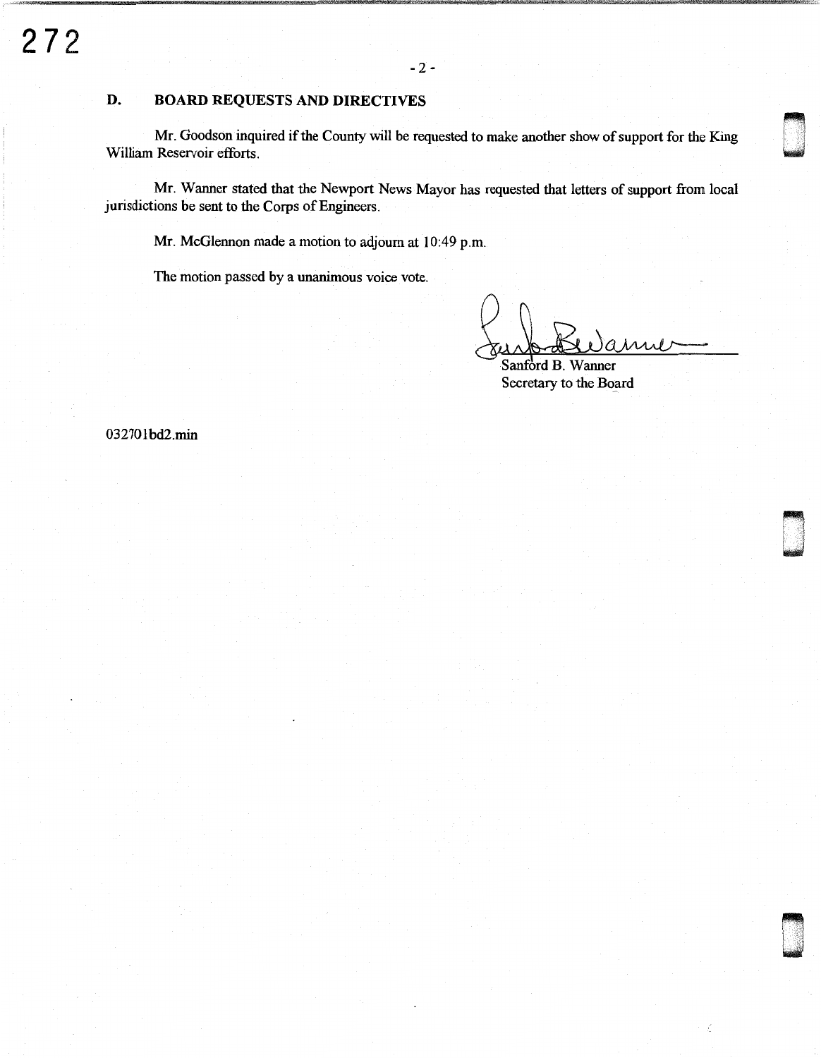## D. BOARD REQUESTS AND DIRECTIVES

Mr. Goodson inquired if the County will be requested to make another show of support for the King William Reservoir efforts.

Mr. Wanner stated that the Newport News Mayor has requested that letters of support from local jurisdictions be sent to the Corps of Engineers.

Mr. McGlennon made a motion to adjourn at 10:49 p.m.

The motion passed by a unanimous voice vote.

Sanford B. Wanner
Secretary to the Board

032701bd2.min